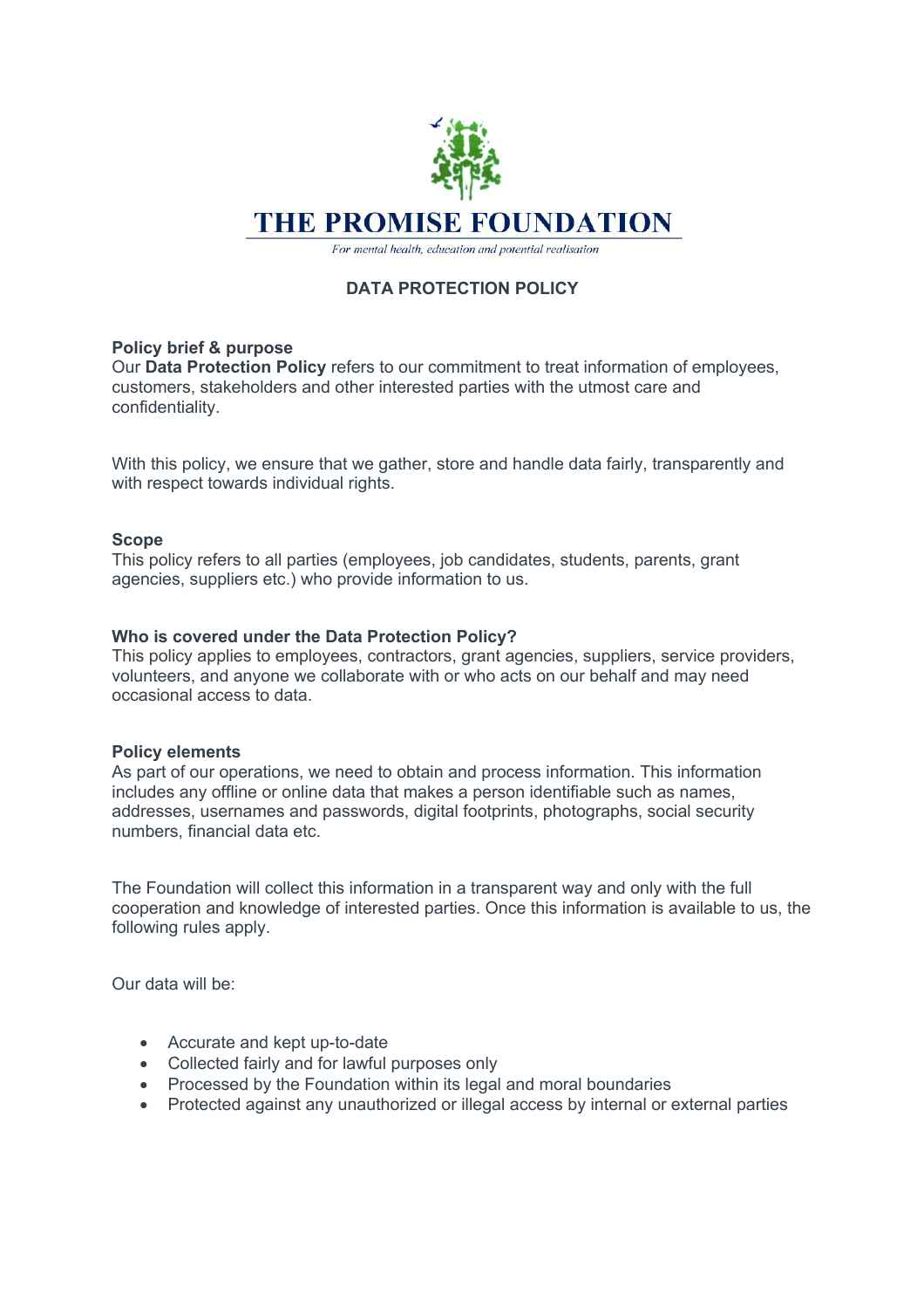# THE PROMISE FOUNDATION

*For mental health, education and potential realisation*

## DATA PROTECTION POLICY

### Policy brief & purpose

Our **Data Protection Policy** refers to our commitment to treat information of employees, customers, stakeholders and other interested parties with the utmost care and confidentiality.

With this policy, we ensure that we gather, store and handle data fairly, transparently and with respect towards individual rights.

### Scope

This policy refers to all parties (employees, job candidates, students, parents, grant agencies, suppliers etc.) who provide information to us.

### Who is covered under the Data Protection Policy?

This policy applies to employees, contractors, grant agencies, suppliers, service providers, volunteers, and anyone we collaborate with or who acts on our behalf and may need occasional access to data.

### Policy elements

As part of our operations, we need to obtain and process information. This information includes any offline or online data that makes a person identifiable such as names, addresses, usernames and passwords, digital footprints, photographs, social security numbers, financial data etc.

The Foundation will collect this information in a transparent way and only with the full cooperation and knowledge of interested parties. Once this information is available to us, the following rules apply.

Our data will be:

- Accurate and kept up-to-date
- Collected fairly and for lawful purposes only
- Processed by the Foundation within its legal and moral boundaries
- Protected against any unauthorized or illegal access by internal or external parties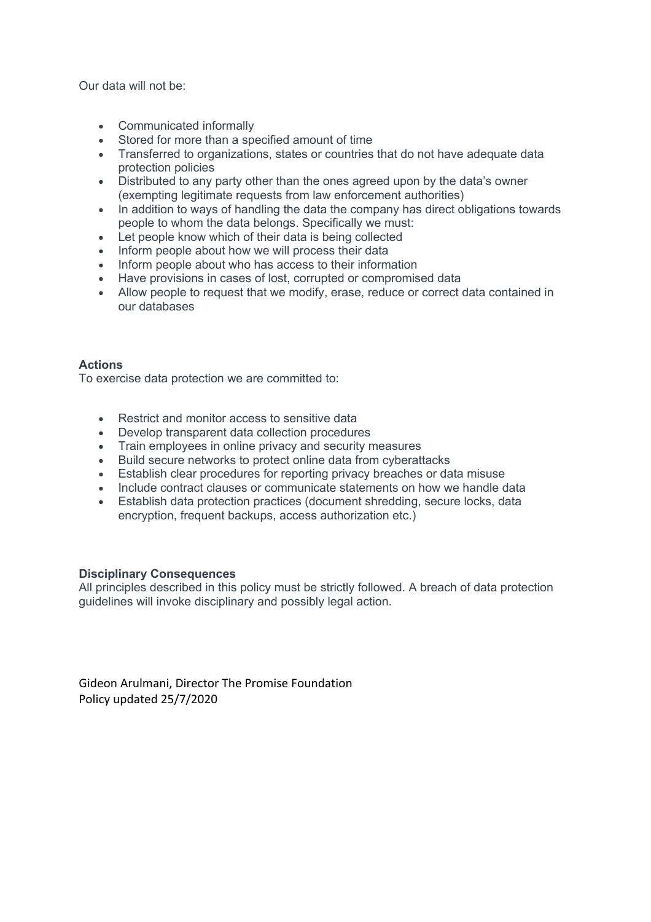Our data will not be:

- Communicated informally
- Stored for more than a specified amount of time
- Transferred to organizations, states or countries that do not have adequate data protection policies
- Distributed to any party other than the ones agreed upon by the data's owner (exempting legitimate requests from law enforcement authorities)
- In addition to ways of handling the data the company has direct obligations towards people to whom the data belongs. Specifically we must:
- Let people know which of their data is being collected
- Inform people about how we will process their data
- Inform people about who has access to their information
- Have provisions in cases of lost, corrupted or compromised data
- Allow people to request that we modify, erase, reduce or correct data contained in our databases

**Actions**

To exercise data protection we are committed to:

- Restrict and monitor access to sensitive data
- Develop transparent data collection procedures
- Train employees in online privacy and security measures
- Build secure networks to protect online data from cyberattacks
- Establish clear procedures for reporting privacy breaches or data misuse
- Include contract clauses or communicate statements on how we handle data
- Establish data protection practices (document shredding, secure locks, data encryption, frequent backups, access authorization etc.)

**Disciplinary Consequences**

All principles described in this policy must be strictly followed. A breach of data protection guidelines will invoke disciplinary and possibly legal action.

Gideon Arulmani, Director The Promise Foundation
Policy updated 25/7/2020